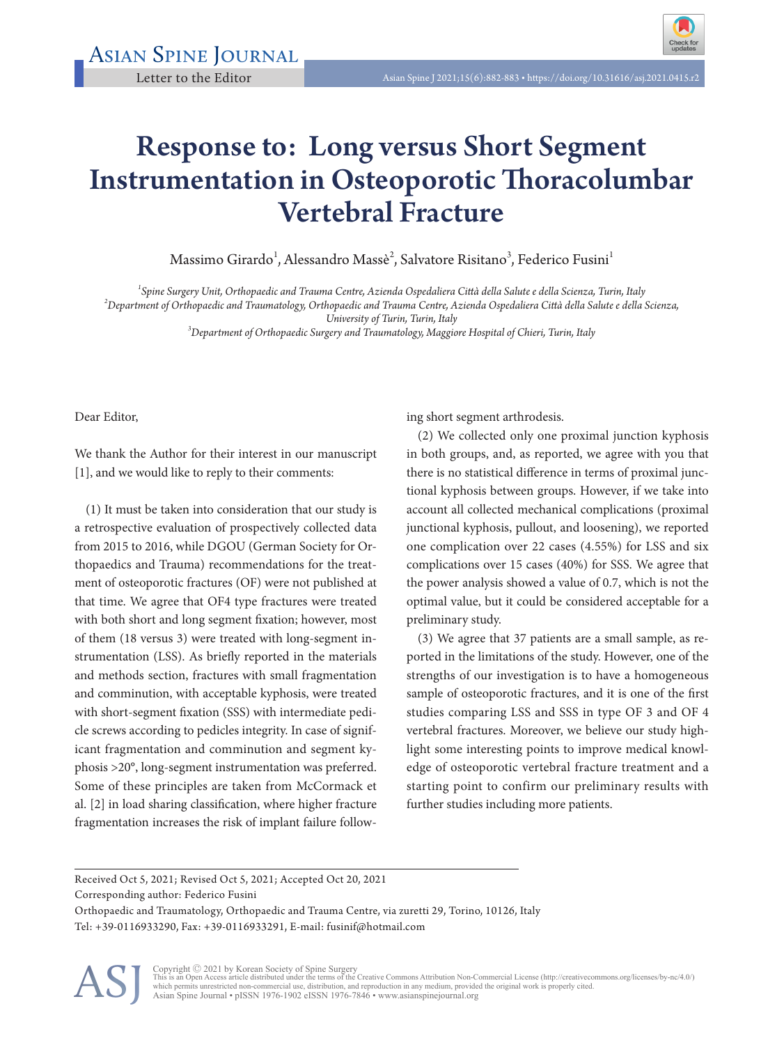Letter to the Editor

# Response to: Long versus Short Segment Instrumentation in Osteoporotic Thoracolumbar Vertebral Fracture

Massimo Girardo[1], Alessandro Massè[2], Salvatore Risitano[3], Federico Fusini[1]

[1]*Spine Surgery Unit, Orthopaedic and Trauma Centre, Azienda Ospedaliera Città della Salute e della Scienza, Turin, Italy*
[2]*Department of Orthopaedic and Traumatology, Orthopaedic and Trauma Centre, Azienda Ospedaliera Città della Salute e della Scienza, University of Turin, Turin, Italy*
[3]*Department of Orthopaedic Surgery and Traumatology, Maggiore Hospital of Chieri, Turin, Italy*

Dear Editor,

We thank the Author for their interest in our manuscript [1], and we would like to reply to their comments:

(1) It must be taken into consideration that our study is a retrospective evaluation of prospectively collected data from 2015 to 2016, while DGOU (German Society for Orthopaedics and Trauma) recommendations for the treatment of osteoporotic fractures (OF) were not published at that time. We agree that OF4 type fractures were treated with both short and long segment fixation; however, most of them (18 versus 3) were treated with long-segment instrumentation (LSS). As briefly reported in the materials and methods section, fractures with small fragmentation and comminution, with acceptable kyphosis, were treated with short-segment fixation (SSS) with intermediate pedicle screws according to pedicles integrity. In case of significant fragmentation and comminution and segment kyphosis >20°, long-segment instrumentation was preferred. Some of these principles are taken from McCormack et al. [2] in load sharing classification, where higher fracture fragmentation increases the risk of implant failure following short segment arthrodesis.

(2) We collected only one proximal junction kyphosis in both groups, and, as reported, we agree with you that there is no statistical difference in terms of proximal junctional kyphosis between groups. However, if we take into account all collected mechanical complications (proximal junctional kyphosis, pullout, and loosening), we reported one complication over 22 cases (4.55%) for LSS and six complications over 15 cases (40%) for SSS. We agree that the power analysis showed a value of 0.7, which is not the optimal value, but it could be considered acceptable for a preliminary study.

(3) We agree that 37 patients are a small sample, as reported in the limitations of the study. However, one of the strengths of our investigation is to have a homogeneous sample of osteoporotic fractures, and it is one of the first studies comparing LSS and SSS in type OF 3 and OF 4 vertebral fractures. Moreover, we believe our study highlight some interesting points to improve medical knowledge of osteoporotic vertebral fracture treatment and a starting point to confirm our preliminary results with further studies including more patients.

Received Oct 5, 2021; Revised Oct 5, 2021; Accepted Oct 20, 2021
Corresponding author: Federico Fusini
Orthopaedic and Traumatology, Orthopaedic and Trauma Centre, via zuretti 29, Torino, 10126, Italy
Tel: +39-0116933290, Fax: +39-0116933291, E-mail: fusinif@hotmail.com

Copyright © 2021 by Korean Society of Spine Surgery
This is an Open Access article distributed under the terms of the Creative Commons Attribution Non-Commercial License (http://creativecommons.org/licenses/by-nc/4.0/) which permits unrestricted non-commercial use, distribution, and reproduction in any medium, provided the original work is properly cited.
Asian Spine Journal • pISSN 1976-1902 eISSN 1976-7846 • www.asianspinejournal.org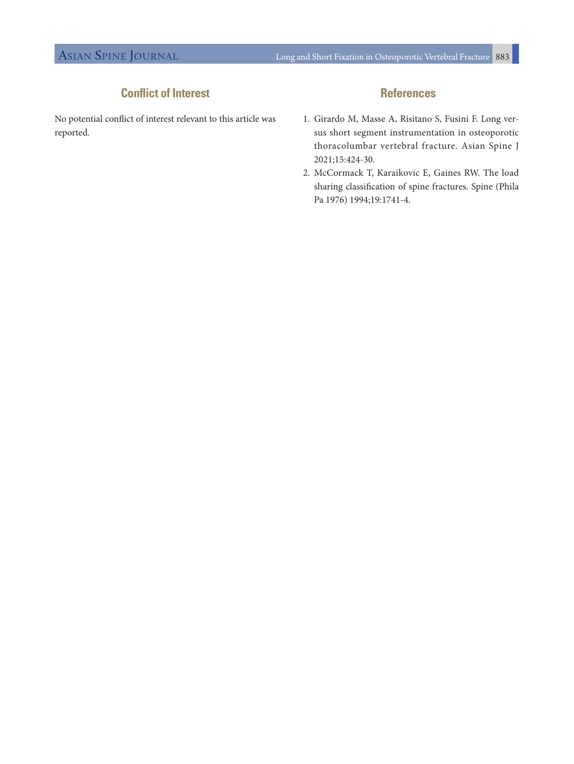## Conflict of Interest

No potential conflict of interest relevant to this article was reported.

## References

1. Girardo M, Masse A, Risitano S, Fusini F. Long versus short segment instrumentation in osteoporotic thoracolumbar vertebral fracture. Asian Spine J 2021;15:424-30.
2. McCormack T, Karaikovic E, Gaines RW. The load sharing classification of spine fractures. Spine (Phila Pa 1976) 1994;19:1741-4.